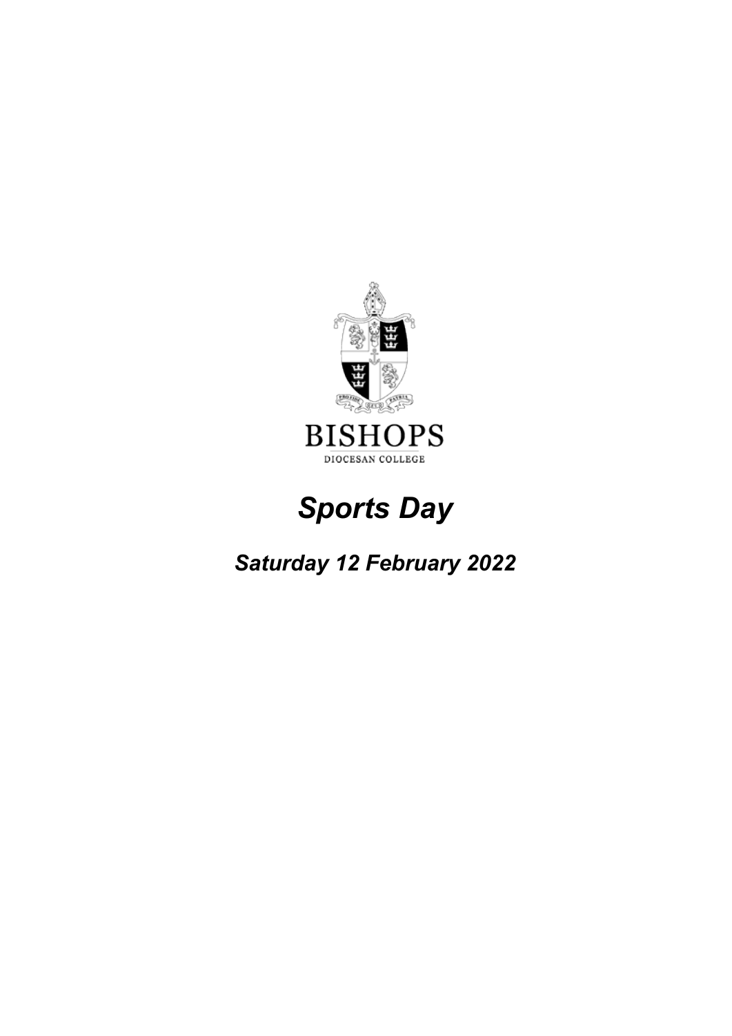BISHOPS

DIOCESAN COLLEGE

# *Sports Day*

## *Saturday 12 February 2022*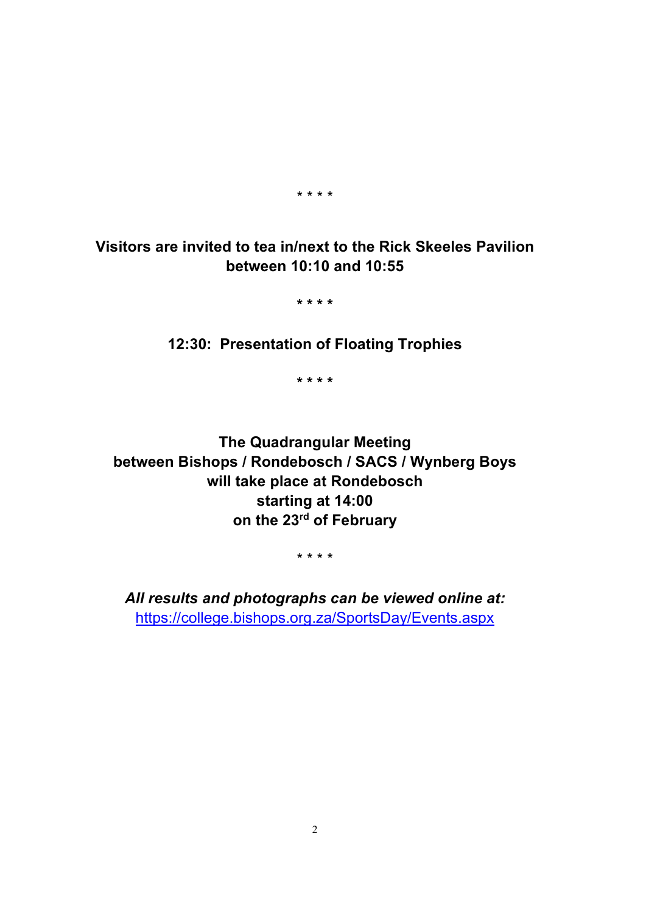* * * *

**Visitors are invited to tea in/next to the Rick Skeeles Pavilion between 10:10 and 10:55**

* * * *

**12:30: Presentation of Floating Trophies**

* * * *

**The Quadrangular Meeting**
**between Bishops / Rondebosch / SACS / Wynberg Boys**
**will take place at Rondebosch**
**starting at 14:00**
**on the 23rd of February**

* * * *

***All results and photographs can be viewed online at:***
[https://college.bishops.org.za/SportsDay/Events.aspx](https://college.bishops.org.za/SportsDay/Events.aspx)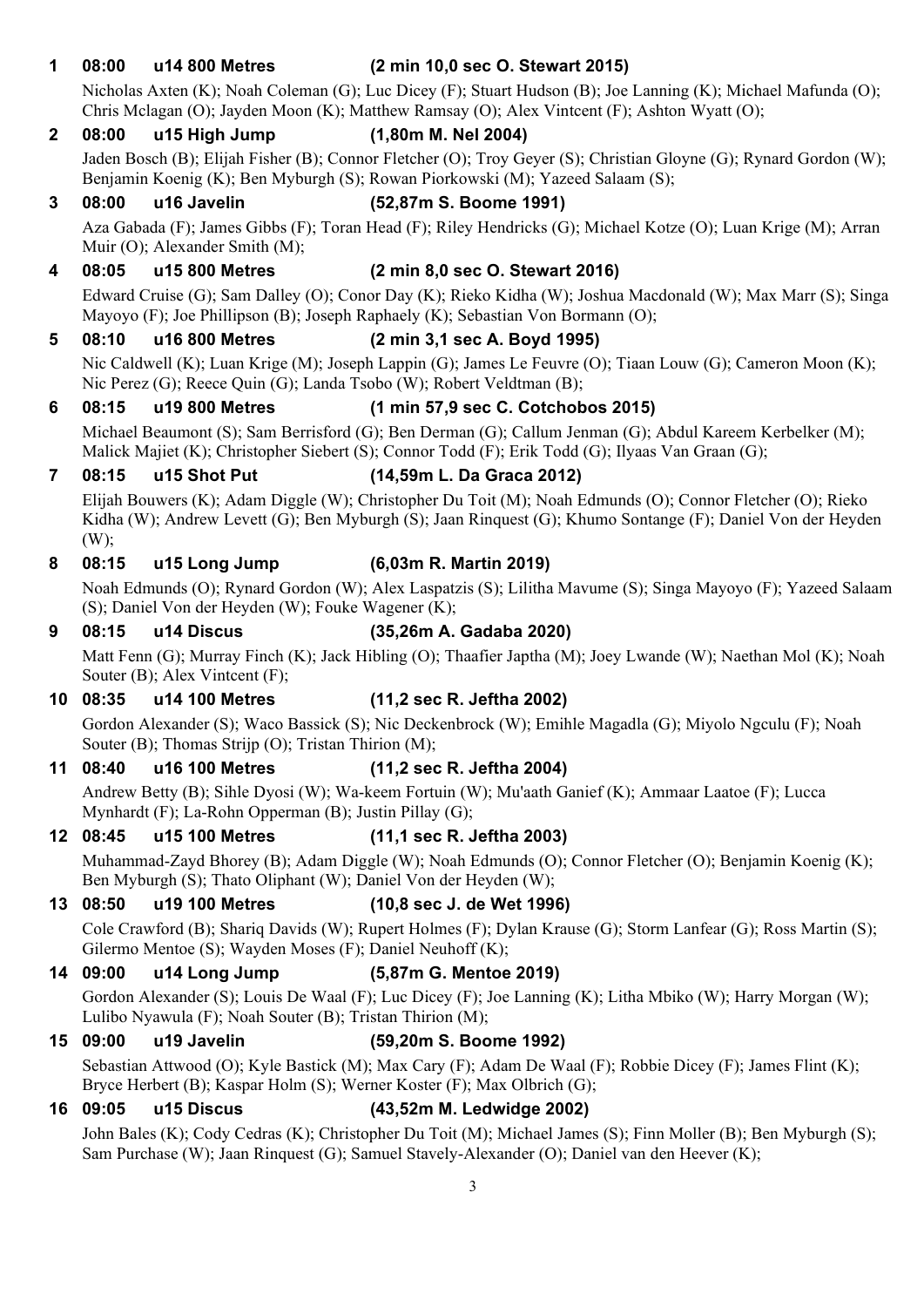**1 08:00 u14 800 Metres (2 min 10,0 sec O. Stewart 2015)**

Nicholas Axten (K); Noah Coleman (G); Luc Dicey (F); Stuart Hudson (B); Joe Lanning (K); Michael Mafunda (O); Chris Mclagan (O); Jayden Moon (K); Matthew Ramsay (O); Alex Vintcent (F); Ashton Wyatt (O);

**2 08:00 u15 High Jump (1,80m M. Nel 2004)**

Jaden Bosch (B); Elijah Fisher (B); Connor Fletcher (O); Troy Geyer (S); Christian Gloyne (G); Rynard Gordon (W); Benjamin Koenig (K); Ben Myburgh (S); Rowan Piorkowski (M); Yazeed Salaam (S);

**3 08:00 u16 Javelin (52,87m S. Boome 1991)**

Aza Gabada (F); James Gibbs (F); Toran Head (F); Riley Hendricks (G); Michael Kotze (O); Luan Krige (M); Arran Muir (O); Alexander Smith (M);

**4 08:05 u15 800 Metres (2 min 8,0 sec O. Stewart 2016)**

Edward Cruise (G); Sam Dalley (O); Conor Day (K); Rieko Kidha (W); Joshua Macdonald (W); Max Marr (S); Singa Mayoyo (F); Joe Phillipson (B); Joseph Raphaely (K); Sebastian Von Bormann (O);

**5 08:10 u16 800 Metres (2 min 3,1 sec A. Boyd 1995)**

Nic Caldwell (K); Luan Krige (M); Joseph Lappin (G); James Le Feuvre (O); Tiaan Louw (G); Cameron Moon (K); Nic Perez (G); Reece Quin (G); Landa Tsobo (W); Robert Veldtman (B);

**6 08:15 u19 800 Metres (1 min 57,9 sec C. Cotchobos 2015)**

Michael Beaumont (S); Sam Berrisford (G); Ben Derman (G); Callum Jenman (G); Abdul Kareem Kerbelker (M); Malick Majiet (K); Christopher Siebert (S); Connor Todd (F); Erik Todd (G); Ilyaas Van Graan (G);

**7 08:15 u15 Shot Put (14,59m L. Da Graca 2012)**

Elijah Bouwers (K); Adam Diggle (W); Christopher Du Toit (M); Noah Edmunds (O); Connor Fletcher (O); Rieko Kidha (W); Andrew Levett (G); Ben Myburgh (S); Jaan Rinquest (G); Khumo Sontange (F); Daniel Von der Heyden (W);

**8 08:15 u15 Long Jump (6,03m R. Martin 2019)**

Noah Edmunds (O); Rynard Gordon (W); Alex Laspatzis (S); Lilitha Mavume (S); Singa Mayoyo (F); Yazeed Salaam (S); Daniel Von der Heyden (W); Fouke Wagener (K);

**9 08:15 u14 Discus (35,26m A. Gadaba 2020)**

Matt Fenn (G); Murray Finch (K); Jack Hibling (O); Thaafier Japtha (M); Joey Lwande (W); Naethan Mol (K); Noah Souter (B); Alex Vintcent (F);

**10 08:35 u14 100 Metres (11,2 sec R. Jeftha 2002)**

Gordon Alexander (S); Waco Bassick (S); Nic Deckenbrock (W); Emihle Magadla (G); Miyolo Ngculu (F); Noah Souter (B); Thomas Strijp (O); Tristan Thirion (M);

**11 08:40 u16 100 Metres (11,2 sec R. Jeftha 2004)**

Andrew Betty (B); Sihle Dyosi (W); Wa-keem Fortuin (W); Mu'aath Ganief (K); Ammaar Laatoe (F); Lucca Mynhardt (F); La-Rohn Opperman (B); Justin Pillay (G);

**12 08:45 u15 100 Metres (11,1 sec R. Jeftha 2003)**

Muhammad-Zayd Bhorey (B); Adam Diggle (W); Noah Edmunds (O); Connor Fletcher (O); Benjamin Koenig (K); Ben Myburgh (S); Thato Oliphant (W); Daniel Von der Heyden (W);

**13 08:50 u19 100 Metres (10,8 sec J. de Wet 1996)**

Cole Crawford (B); Shariq Davids (W); Rupert Holmes (F); Dylan Krause (G); Storm Lanfear (G); Ross Martin (S); Gilermo Mentoe (S); Wayden Moses (F); Daniel Neuhoff (K);

**14 09:00 u14 Long Jump (5,87m G. Mentoe 2019)**

Gordon Alexander (S); Louis De Waal (F); Luc Dicey (F); Joe Lanning (K); Litha Mbiko (W); Harry Morgan (W); Lulibo Nyawula (F); Noah Souter (B); Tristan Thirion (M);

**15 09:00 u19 Javelin (59,20m S. Boome 1992)**

Sebastian Attwood (O); Kyle Bastick (M); Max Cary (F); Adam De Waal (F); Robbie Dicey (F); James Flint (K); Bryce Herbert (B); Kaspar Holm (S); Werner Koster (F); Max Olbrich (G);

**16 09:05 u15 Discus (43,52m M. Ledwidge 2002)**

John Bales (K); Cody Cedras (K); Christopher Du Toit (M); Michael James (S); Finn Moller (B); Ben Myburgh (S); Sam Purchase (W); Jaan Rinquest (G); Samuel Stavely-Alexander (O); Daniel van den Heever (K);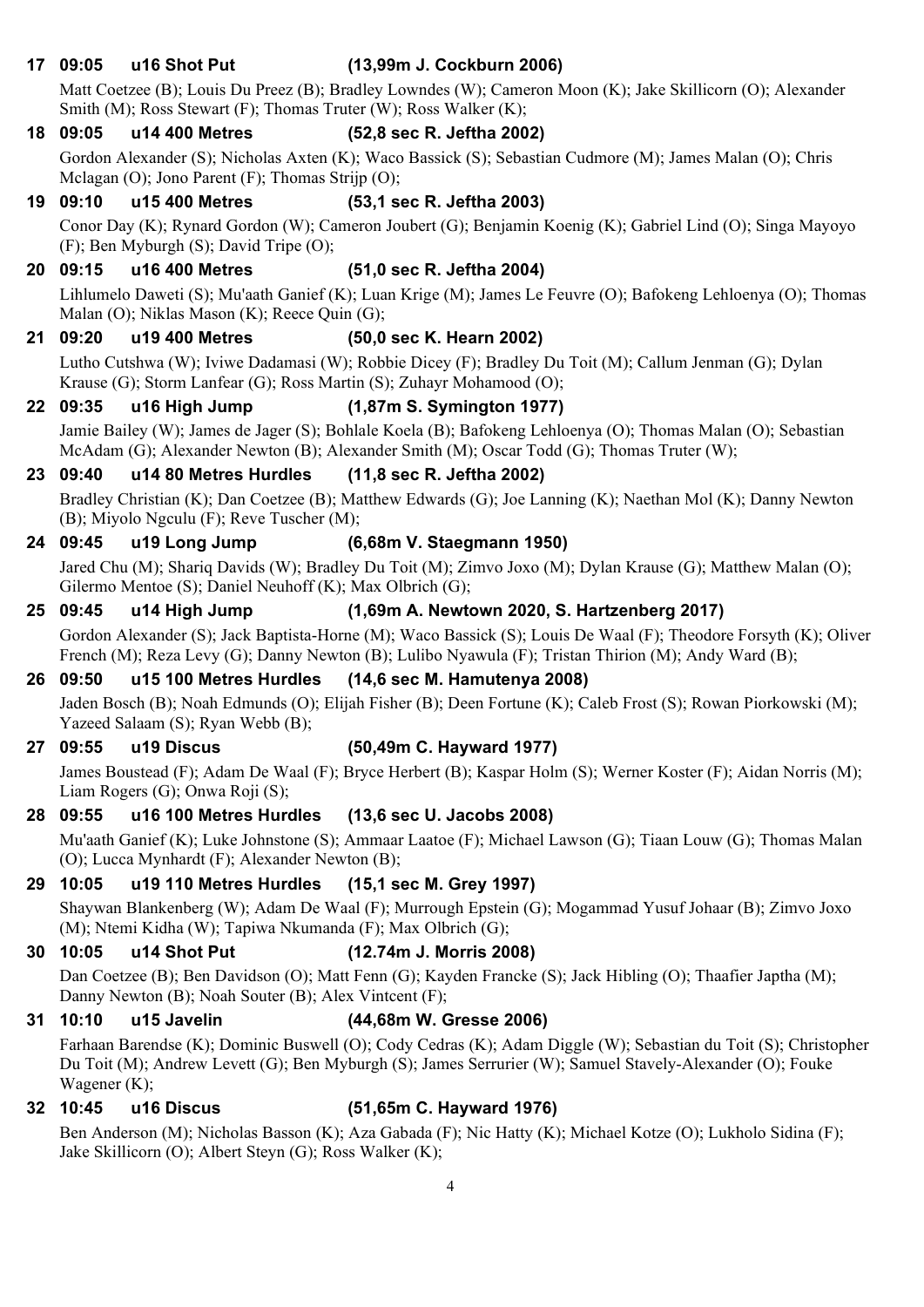**17 09:05 u16 Shot Put (13,99m J. Cockburn 2006)**

Matt Coetzee (B); Louis Du Preez (B); Bradley Lowndes (W); Cameron Moon (K); Jake Skillicorn (O); Alexander Smith (M); Ross Stewart (F); Thomas Truter (W); Ross Walker (K);

**18 09:05 u14 400 Metres (52,8 sec R. Jeftha 2002)**

Gordon Alexander (S); Nicholas Axten (K); Waco Bassick (S); Sebastian Cudmore (M); James Malan (O); Chris Mclagan (O); Jono Parent (F); Thomas Strijp (O);

**19 09:10 u15 400 Metres (53,1 sec R. Jeftha 2003)**

Conor Day (K); Rynard Gordon (W); Cameron Joubert (G); Benjamin Koenig (K); Gabriel Lind (O); Singa Mayoyo (F); Ben Myburgh (S); David Tripe (O);

**20 09:15 u16 400 Metres (51,0 sec R. Jeftha 2004)**

Lihlumelo Daweti (S); Mu'aath Ganief (K); Luan Krige (M); James Le Feuvre (O); Bafokeng Lehloenya (O); Thomas Malan (O); Niklas Mason (K); Reece Quin (G);

**21 09:20 u19 400 Metres (50,0 sec K. Hearn 2002)**

Lutho Cutshwa (W); Iviwe Dadamasi (W); Robbie Dicey (F); Bradley Du Toit (M); Callum Jenman (G); Dylan Krause (G); Storm Lanfear (G); Ross Martin (S); Zuhayr Mohamood (O);

**22 09:35 u16 High Jump (1,87m S. Symington 1977)**

Jamie Bailey (W); James de Jager (S); Bohlale Koela (B); Bafokeng Lehloenya (O); Thomas Malan (O); Sebastian McAdam (G); Alexander Newton (B); Alexander Smith (M); Oscar Todd (G); Thomas Truter (W);

**23 09:40 u14 80 Metres Hurdles (11,8 sec R. Jeftha 2002)**

Bradley Christian (K); Dan Coetzee (B); Matthew Edwards (G); Joe Lanning (K); Naethan Mol (K); Danny Newton (B); Miyolo Ngculu (F); Reve Tuscher (M);

**24 09:45 u19 Long Jump (6,68m V. Staegmann 1950)**

Jared Chu (M); Shariq Davids (W); Bradley Du Toit (M); Zimvo Joxo (M); Dylan Krause (G); Matthew Malan (O); Gilermo Mentoe (S); Daniel Neuhoff (K); Max Olbrich (G);

**25 09:45 u14 High Jump (1,69m A. Newtown 2020, S. Hartzenberg 2017)**

Gordon Alexander (S); Jack Baptista-Horne (M); Waco Bassick (S); Louis De Waal (F); Theodore Forsyth (K); Oliver French (M); Reza Levy (G); Danny Newton (B); Lulibo Nyawula (F); Tristan Thirion (M); Andy Ward (B);

**26 09:50 u15 100 Metres Hurdles (14,6 sec M. Hamutenya 2008)**

Jaden Bosch (B); Noah Edmunds (O); Elijah Fisher (B); Deen Fortune (K); Caleb Frost (S); Rowan Piorkowski (M); Yazeed Salaam (S); Ryan Webb (B);

**27 09:55 u19 Discus (50,49m C. Hayward 1977)**

James Boustead (F); Adam De Waal (F); Bryce Herbert (B); Kaspar Holm (S); Werner Koster (F); Aidan Norris (M); Liam Rogers (G); Onwa Roji (S);

**28 09:55 u16 100 Metres Hurdles (13,6 sec U. Jacobs 2008)**

Mu'aath Ganief (K); Luke Johnstone (S); Ammaar Laatoe (F); Michael Lawson (G); Tiaan Louw (G); Thomas Malan (O); Lucca Mynhardt (F); Alexander Newton (B);

**29 10:05 u19 110 Metres Hurdles (15,1 sec M. Grey 1997)**

Shaywan Blankenberg (W); Adam De Waal (F); Murrough Epstein (G); Mogammad Yusuf Johaar (B); Zimvo Joxo (M); Ntemi Kidha (W); Tapiwa Nkumanda (F); Max Olbrich (G);

**30 10:05 u14 Shot Put (12.74m J. Morris 2008)**

Dan Coetzee (B); Ben Davidson (O); Matt Fenn (G); Kayden Francke (S); Jack Hibling (O); Thaafier Japtha (M); Danny Newton (B); Noah Souter (B); Alex Vintcent (F);

**31 10:10 u15 Javelin (44,68m W. Gresse 2006)**

Farhaan Barendse (K); Dominic Buswell (O); Cody Cedras (K); Adam Diggle (W); Sebastian du Toit (S); Christopher Du Toit (M); Andrew Levett (G); Ben Myburgh (S); James Serrurier (W); Samuel Stavely-Alexander (O); Fouke Wagener (K);

**32 10:45 u16 Discus (51,65m C. Hayward 1976)**

Ben Anderson (M); Nicholas Basson (K); Aza Gabada (F); Nic Hatty (K); Michael Kotze (O); Lukholo Sidina (F); Jake Skillicorn (O); Albert Steyn (G); Ross Walker (K);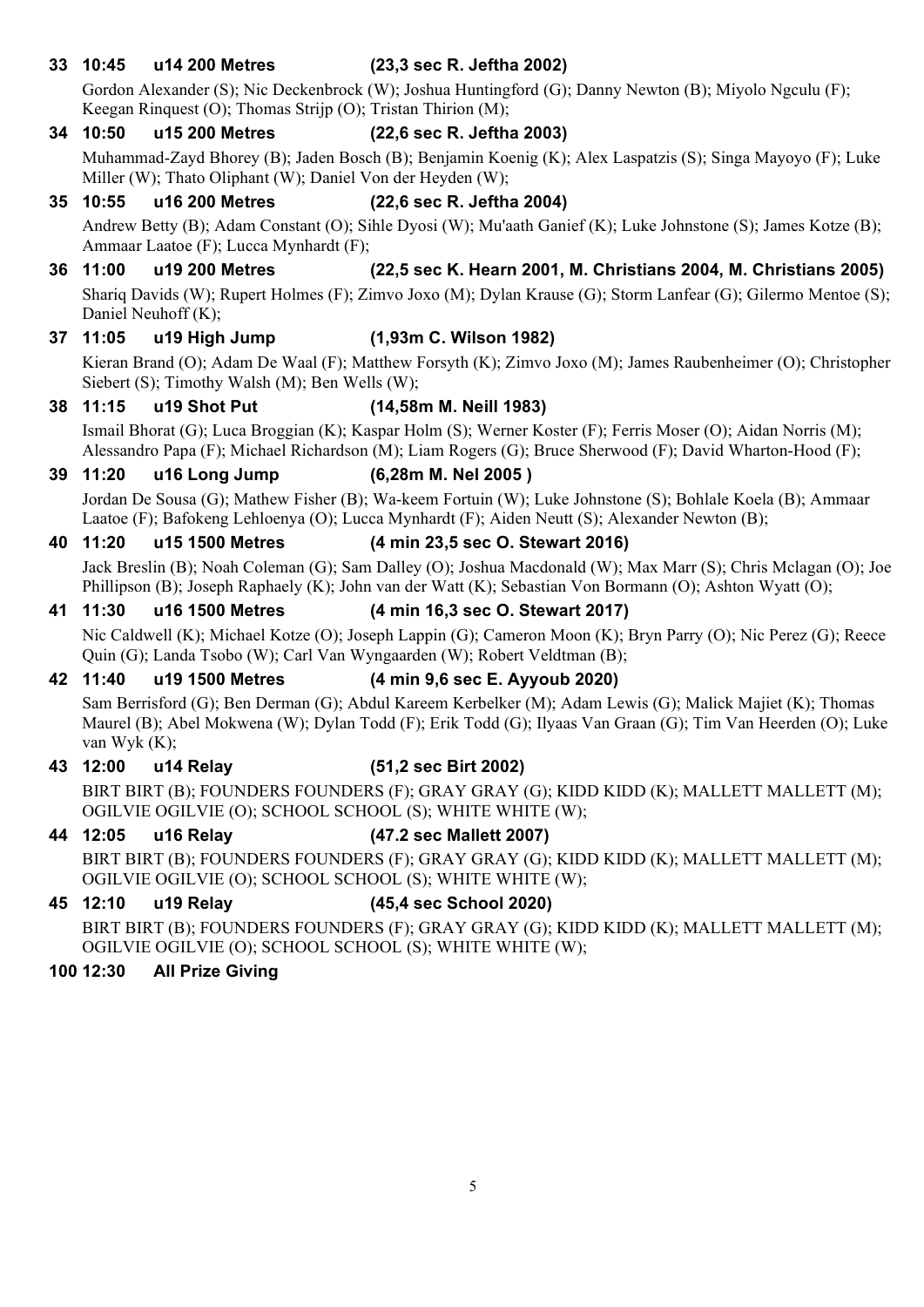**33 10:45 u14 200 Metres (23,3 sec R. Jeftha 2002)**

Gordon Alexander (S); Nic Deckenbrock (W); Joshua Huntingford (G); Danny Newton (B); Miyolo Ngculu (F); Keegan Rinquest (O); Thomas Strijp (O); Tristan Thirion (M);

**34 10:50 u15 200 Metres (22,6 sec R. Jeftha 2003)**

Muhammad-Zayd Bhorey (B); Jaden Bosch (B); Benjamin Koenig (K); Alex Laspatzis (S); Singa Mayoyo (F); Luke Miller (W); Thato Oliphant (W); Daniel Von der Heyden (W);

**35 10:55 u16 200 Metres (22,6 sec R. Jeftha 2004)**

Andrew Betty (B); Adam Constant (O); Sihle Dyosi (W); Mu'aath Ganief (K); Luke Johnstone (S); James Kotze (B); Ammaar Laatoe (F); Lucca Mynhardt (F);

**36 11:00 u19 200 Metres (22,5 sec K. Hearn 2001, M. Christians 2004, M. Christians 2005)**

Shariq Davids (W); Rupert Holmes (F); Zimvo Joxo (M); Dylan Krause (G); Storm Lanfear (G); Gilermo Mentoe (S); Daniel Neuhoff (K);

**37 11:05 u19 High Jump (1,93m C. Wilson 1982)**

Kieran Brand (O); Adam De Waal (F); Matthew Forsyth (K); Zimvo Joxo (M); James Raubenheimer (O); Christopher Siebert (S); Timothy Walsh (M); Ben Wells (W);

**38 11:15 u19 Shot Put (14,58m M. Neill 1983)**

Ismail Bhorat (G); Luca Broggian (K); Kaspar Holm (S); Werner Koster (F); Ferris Moser (O); Aidan Norris (M); Alessandro Papa (F); Michael Richardson (M); Liam Rogers (G); Bruce Sherwood (F); David Wharton-Hood (F);

**39 11:20 u16 Long Jump (6,28m M. Nel 2005 )**

Jordan De Sousa (G); Mathew Fisher (B); Wa-keem Fortuin (W); Luke Johnstone (S); Bohlale Koela (B); Ammaar Laatoe (F); Bafokeng Lehloenya (O); Lucca Mynhardt (F); Aiden Neutt (S); Alexander Newton (B);

**40 11:20 u15 1500 Metres (4 min 23,5 sec O. Stewart 2016)**

Jack Breslin (B); Noah Coleman (G); Sam Dalley (O); Joshua Macdonald (W); Max Marr (S); Chris Mclagan (O); Joe Phillipson (B); Joseph Raphaely (K); John van der Watt (K); Sebastian Von Bormann (O); Ashton Wyatt (O);

**41 11:30 u16 1500 Metres (4 min 16,3 sec O. Stewart 2017)**

Nic Caldwell (K); Michael Kotze (O); Joseph Lappin (G); Cameron Moon (K); Bryn Parry (O); Nic Perez (G); Reece Quin (G); Landa Tsobo (W); Carl Van Wyngaarden (W); Robert Veldtman (B);

**42 11:40 u19 1500 Metres (4 min 9,6 sec E. Ayyoub 2020)**

Sam Berrisford (G); Ben Derman (G); Abdul Kareem Kerbelker (M); Adam Lewis (G); Malick Majiet (K); Thomas Maurel (B); Abel Mokwena (W); Dylan Todd (F); Erik Todd (G); Ilyaas Van Graan (G); Tim Van Heerden (O); Luke van Wyk (K);

**43 12:00 u14 Relay (51,2 sec Birt 2002)**

BIRT BIRT (B); FOUNDERS FOUNDERS (F); GRAY GRAY (G); KIDD KIDD (K); MALLETT MALLETT (M); OGILVIE OGILVIE (O); SCHOOL SCHOOL (S); WHITE WHITE (W);

**44 12:05 u16 Relay (47.2 sec Mallett 2007)**

BIRT BIRT (B); FOUNDERS FOUNDERS (F); GRAY GRAY (G); KIDD KIDD (K); MALLETT MALLETT (M); OGILVIE OGILVIE (O); SCHOOL SCHOOL (S); WHITE WHITE (W);

**45 12:10 u19 Relay (45,4 sec School 2020)**

BIRT BIRT (B); FOUNDERS FOUNDERS (F); GRAY GRAY (G); KIDD KIDD (K); MALLETT MALLETT (M); OGILVIE OGILVIE (O); SCHOOL SCHOOL (S); WHITE WHITE (W);

**100 12:30 All Prize Giving**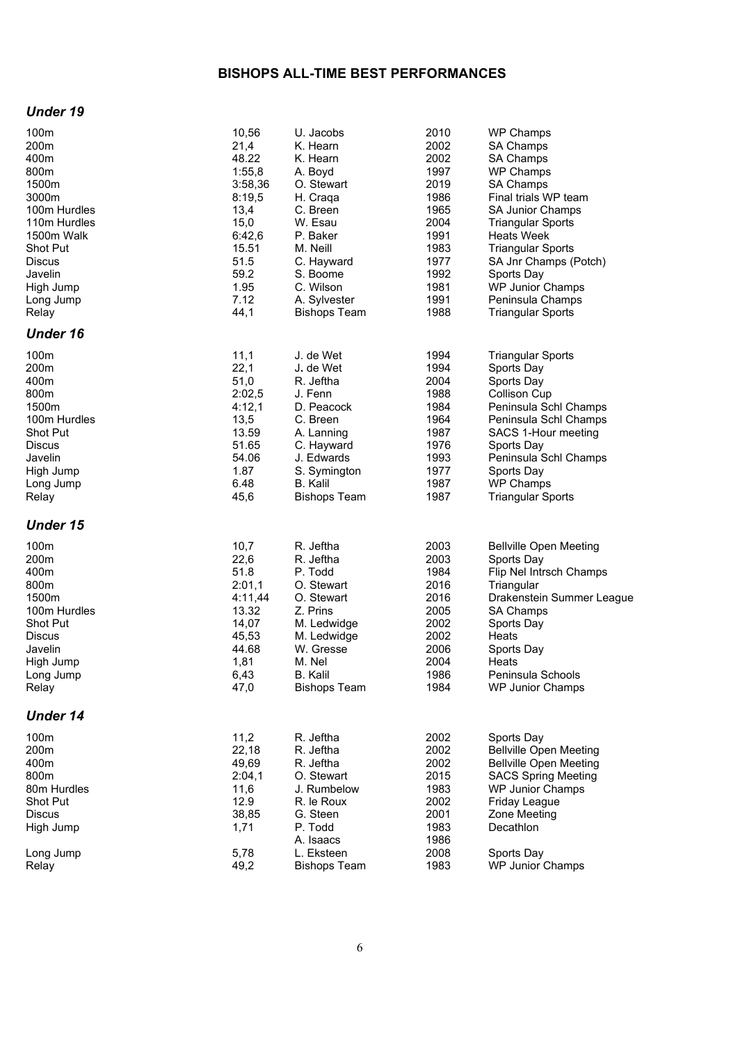# BISHOPS ALL-TIME BEST PERFORMANCES

## *Under 19*

| Event | Performance | Athlete | Year | Meeting |
|---|---|---|---|---|
| 100m | 10,56 | U. Jacobs | 2010 | WP Champs |
| 200m | 21,4 | K. Hearn | 2002 | SA Champs |
| 400m | 48.22 | K. Hearn | 2002 | SA Champs |
| 800m | 1:55,8 | A. Boyd | 1997 | WP Champs |
| 1500m | 3:58,36 | O. Stewart | 2019 | SA Champs |
| 3000m | 8:19,5 | H. Craqa | 1986 | Final trials WP team |
| 100m Hurdles | 13,4 | C. Breen | 1965 | SA Junior Champs |
| 110m Hurdles | 15,0 | W. Esau | 2004 | Triangular Sports |
| 1500m Walk | 6:42,6 | P. Baker | 1991 | Heats Week |
| Shot Put | 15.51 | M. Neill | 1983 | Triangular Sports |
| Discus | 51.5 | C. Hayward | 1977 | SA Jnr Champs (Potch) |
| Javelin | 59.2 | S. Boome | 1992 | Sports Day |
| High Jump | 1.95 | C. Wilson | 1981 | WP Junior Champs |
| Long Jump | 7.12 | A. Sylvester | 1991 | Peninsula Champs |
| Relay | 44,1 | Bishops Team | 1988 | Triangular Sports |

## *Under 16*

| Event | Performance | Athlete | Year | Meeting |
|---|---|---|---|---|
| 100m | 11,1 | J. de Wet | 1994 | Triangular Sports |
| 200m | 22,1 | J. de Wet | 1994 | Sports Day |
| 400m | 51,0 | R. Jeftha | 2004 | Sports Day |
| 800m | 2:02,5 | J. Fenn | 1988 | Collison Cup |
| 1500m | 4:12,1 | D. Peacock | 1984 | Peninsula Schl Champs |
| 100m Hurdles | 13,5 | C. Breen | 1964 | Peninsula Schl Champs |
| Shot Put | 13.59 | A. Lanning | 1987 | SACS 1-Hour meeting |
| Discus | 51.65 | C. Hayward | 1976 | Sports Day |
| Javelin | 54.06 | J. Edwards | 1993 | Peninsula Schl Champs |
| High Jump | 1.87 | S. Symington | 1977 | Sports Day |
| Long Jump | 6.48 | B. Kalil | 1987 | WP Champs |
| Relay | 45,6 | Bishops Team | 1987 | Triangular Sports |

## *Under 15*

| Event | Performance | Athlete | Year | Meeting |
|---|---|---|---|---|
| 100m | 10,7 | R. Jeftha | 2003 | Bellville Open Meeting |
| 200m | 22,6 | R. Jeftha | 2003 | Sports Day |
| 400m | 51.8 | P. Todd | 1984 | Flip Nel Intrsch Champs |
| 800m | 2:01,1 | O. Stewart | 2016 | Triangular |
| 1500m | 4:11,44 | O. Stewart | 2016 | Drakenstein Summer League |
| 100m Hurdles | 13.32 | Z. Prins | 2005 | SA Champs |
| Shot Put | 14,07 | M. Ledwidge | 2002 | Sports Day |
| Discus | 45,53 | M. Ledwidge | 2002 | Heats |
| Javelin | 44.68 | W. Gresse | 2006 | Sports Day |
| High Jump | 1,81 | M. Nel | 2004 | Heats |
| Long Jump | 6,43 | B. Kalil | 1986 | Peninsula Schools |
| Relay | 47,0 | Bishops Team | 1984 | WP Junior Champs |

## *Under 14*

| Event | Performance | Athlete | Year | Meeting |
|---|---|---|---|---|
| 100m | 11,2 | R. Jeftha | 2002 | Sports Day |
| 200m | 22,18 | R. Jeftha | 2002 | Bellville Open Meeting |
| 400m | 49,69 | R. Jeftha | 2002 | Bellville Open Meeting |
| 800m | 2:04,1 | O. Stewart | 2015 | SACS Spring Meeting |
| 80m Hurdles | 11,6 | J. Rumbelow | 1983 | WP Junior Champs |
| Shot Put | 12.9 | R. le Roux | 2002 | Friday League |
| Discus | 38,85 | G. Steen | 2001 | Zone Meeting |
| High Jump | 1,71 | P. Todd | 1983 | Decathlon |
| | | A. Isaacs | 1986 | |
| Long Jump | 5,78 | L. Eksteen | 2008 | Sports Day |
| Relay | 49,2 | Bishops Team | 1983 | WP Junior Champs |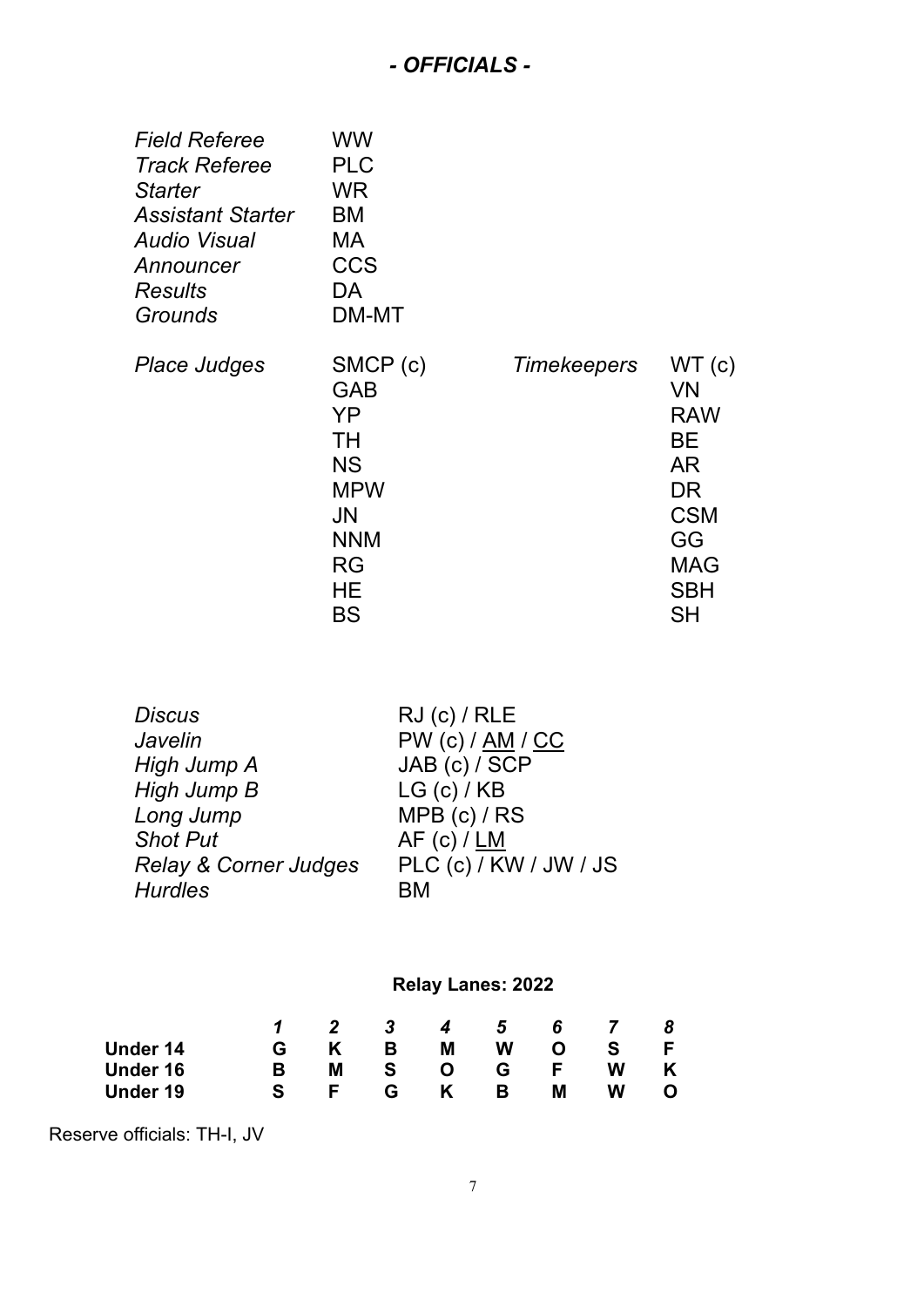# *- OFFICIALS -*

| | |
|---|---|
| *Field Referee* | WW |
| *Track Referee* | PLC |
| *Starter* | WR |
| *Assistant Starter* | BM |
| *Audio Visual* | MA |
| *Announcer* | CCS |
| *Results* | DA |
| *Grounds* | DM-MT |

| | | | |
|---|---|---|---|
| *Place Judges* | SMCP (c) | *Timekeepers* | WT (c) |
| | GAB | | VN |
| | YP | | RAW |
| | TH | | BE |
| | NS | | AR |
| | MPW | | DR |
| | JN | | CSM |
| | NNM | | GG |
| | RG | | MAG |
| | HE | | SBH |
| | BS | | SH |

| | |
|---|---|
| *Discus* | RJ (c) / RLE |
| *Javelin* | PW (c) / <u>AM</u> / <u>CC</u> |
| *High Jump A* | JAB (c) / SCP |
| *High Jump B* | LG (c) / KB |
| *Long Jump* | MPB (c) / RS |
| *Shot Put* | AF (c) / <u>LM</u> |
| *Relay & Corner Judges* | PLC (c) / KW / JW / JS |
| *Hurdles* | BM |

**Relay Lanes: 2022**

| | *1* | *2* | *3* | *4* | *5* | *6* | *7* | *8* |
|---|---|---|---|---|---|---|---|---|
| **Under 14** | **G** | **K** | **B** | **M** | **W** | **O** | **S** | **F** |
| **Under 16** | **B** | **M** | **S** | **O** | **G** | **F** | **W** | **K** |
| **Under 19** | **S** | **F** | **G** | **K** | **B** | **M** | **W** | **O** |

Reserve officials: TH-I, JV